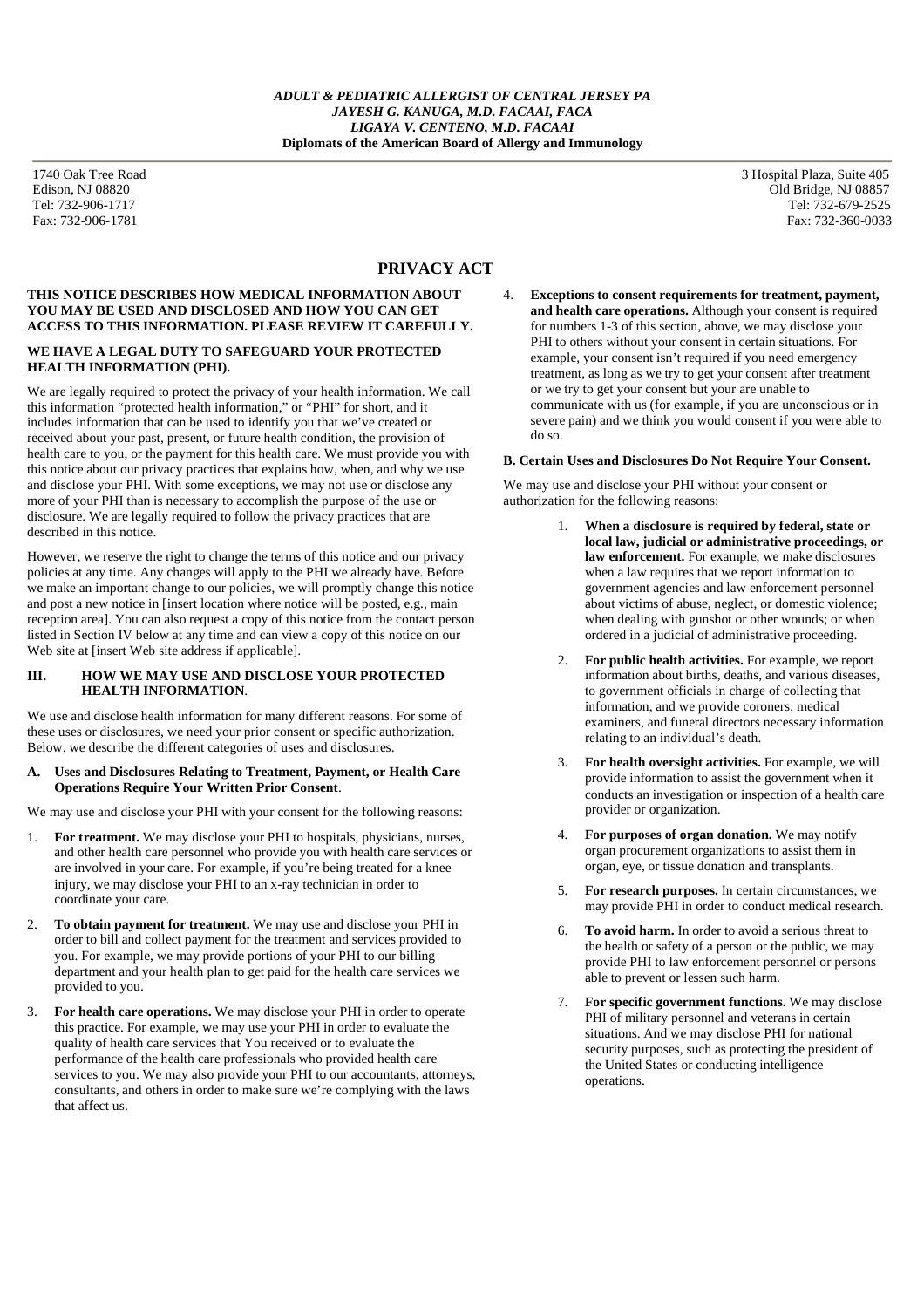*ADULT & PEDIATRIC ALLERGIST OF CENTRAL JERSEY PA*
*JAYESH G. KANUGA, M.D. FACAAI, FACA*
*LIGAYA V. CENTENO, M.D. FACAAI*
**Diplomats of the American Board of Allergy and Immunology**

1740 Oak Tree Road
Edison, NJ 08820
Tel: 732-906-1717
Fax: 732-906-1781

3 Hospital Plaza, Suite 405
Old Bridge, NJ 08857
Tel: 732-679-2525
Fax: 732-360-0033

# PRIVACY ACT

**THIS NOTICE DESCRIBES HOW MEDICAL INFORMATION ABOUT YOU MAY BE USED AND DISCLOSED AND HOW YOU CAN GET ACCESS TO THIS INFORMATION. PLEASE REVIEW IT CAREFULLY.**

**WE HAVE A LEGAL DUTY TO SAFEGUARD YOUR PROTECTED HEALTH INFORMATION (PHI).**

We are legally required to protect the privacy of your health information. We call this information "protected health information," or "PHI" for short, and it includes information that can be used to identify you that we've created or received about your past, present, or future health condition, the provision of health care to you, or the payment for this health care. We must provide you with this notice about our privacy practices that explains how, when, and why we use and disclose your PHI. With some exceptions, we may not use or disclose any more of your PHI than is necessary to accomplish the purpose of the use or disclosure. We are legally required to follow the privacy practices that are described in this notice.

However, we reserve the right to change the terms of this notice and our privacy policies at any time. Any changes will apply to the PHI we already have. Before we make an important change to our policies, we will promptly change this notice and post a new notice in [insert location where notice will be posted, e.g., main reception area]. You can also request a copy of this notice from the contact person listed in Section IV below at any time and can view a copy of this notice on our Web site at [insert Web site address if applicable].

**III. HOW WE MAY USE AND DISCLOSE YOUR PROTECTED HEALTH INFORMATION**.

We use and disclose health information for many different reasons. For some of these uses or disclosures, we need your prior consent or specific authorization. Below, we describe the different categories of uses and disclosures.

**A. Uses and Disclosures Relating to Treatment, Payment, or Health Care Operations Require Your Written Prior Consent**.

We may use and disclose your PHI with your consent for the following reasons:

1. **For treatment.** We may disclose your PHI to hospitals, physicians, nurses, and other health care personnel who provide you with health care services or are involved in your care. For example, if you're being treated for a knee injury, we may disclose your PHI to an x-ray technician in order to coordinate your care.
2. **To obtain payment for treatment.** We may use and disclose your PHI in order to bill and collect payment for the treatment and services provided to you. For example, we may provide portions of your PHI to our billing department and your health plan to get paid for the health care services we provided to you.
3. **For health care operations.** We may disclose your PHI in order to operate this practice. For example, we may use your PHI in order to evaluate the quality of health care services that You received or to evaluate the performance of the health care professionals who provided health care services to you. We may also provide your PHI to our accountants, attorneys, consultants, and others in order to make sure we're complying with the laws that affect us.
4. **Exceptions to consent requirements for treatment, payment, and health care operations.** Although your consent is required for numbers 1-3 of this section, above, we may disclose your PHI to others without your consent in certain situations. For example, your consent isn't required if you need emergency treatment, as long as we try to get your consent after treatment or we try to get your consent but your are unable to communicate with us (for example, if you are unconscious or in severe pain) and we think you would consent if you were able to do so.

**B. Certain Uses and Disclosures Do Not Require Your Consent.**

We may use and disclose your PHI without your consent or authorization for the following reasons:

1. **When a disclosure is required by federal, state or local law, judicial or administrative proceedings, or law enforcement.** For example, we make disclosures when a law requires that we report information to government agencies and law enforcement personnel about victims of abuse, neglect, or domestic violence; when dealing with gunshot or other wounds; or when ordered in a judicial of administrative proceeding.
2. **For public health activities.** For example, we report information about births, deaths, and various diseases, to government officials in charge of collecting that information, and we provide coroners, medical examiners, and funeral directors necessary information relating to an individual's death.
3. **For health oversight activities.** For example, we will provide information to assist the government when it conducts an investigation or inspection of a health care provider or organization.
4. **For purposes of organ donation.** We may notify organ procurement organizations to assist them in organ, eye, or tissue donation and transplants.
5. **For research purposes.** In certain circumstances, we may provide PHI in order to conduct medical research.
6. **To avoid harm.** In order to avoid a serious threat to the health or safety of a person or the public, we may provide PHI to law enforcement personnel or persons able to prevent or lessen such harm.
7. **For specific government functions.** We may disclose PHI of military personnel and veterans in certain situations. And we may disclose PHI for national security purposes, such as protecting the president of the United States or conducting intelligence operations.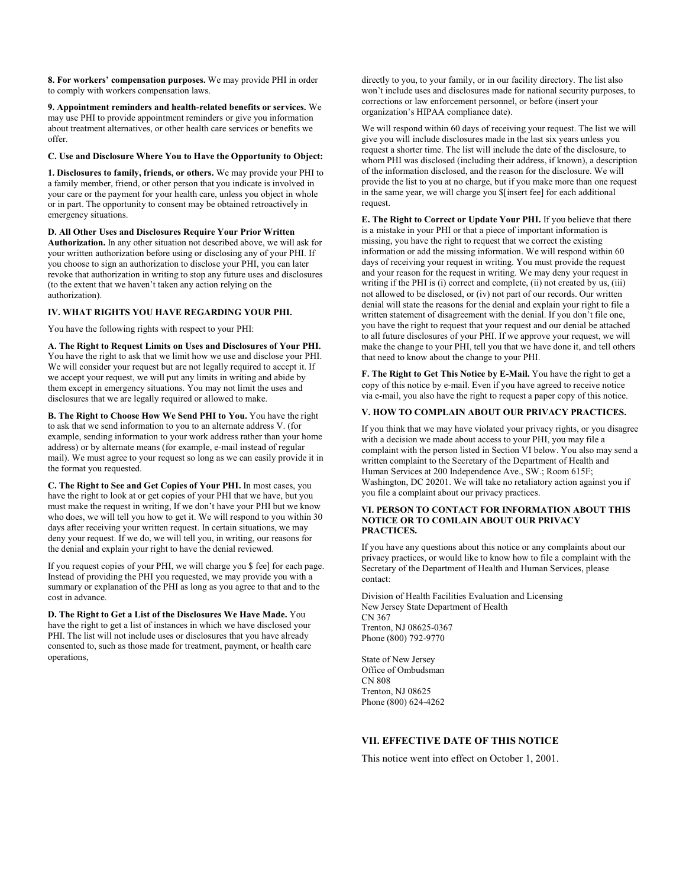**8. For workers' compensation purposes.** We may provide PHI in order to comply with workers compensation laws.

**9. Appointment reminders and health-related benefits or services.** We may use PHI to provide appointment reminders or give you information about treatment alternatives, or other health care services or benefits we offer.

**C. Use and Disclosure Where You to Have the Opportunity to Object:**

**1. Disclosures to family, friends, or others.** We may provide your PHI to a family member, friend, or other person that you indicate is involved in your care or the payment for your health care, unless you object in whole or in part. The opportunity to consent may be obtained retroactively in emergency situations.

**D. All Other Uses and Disclosures Require Your Prior Written Authorization.** In any other situation not described above, we will ask for your written authorization before using or disclosing any of your PHI. If you choose to sign an authorization to disclose your PHI, you can later revoke that authorization in writing to stop any future uses and disclosures (to the extent that we haven't taken any action relying on the authorization).

## IV. WHAT RIGHTS YOU HAVE REGARDING YOUR PHI.

You have the following rights with respect to your PHI:

**A. The Right to Request Limits on Uses and Disclosures of Your PHI.** You have the right to ask that we limit how we use and disclose your PHI. We will consider your request but are not legally required to accept it. If we accept your request, we will put any limits in writing and abide by them except in emergency situations. You may not limit the uses and disclosures that we are legally required or allowed to make.

**B. The Right to Choose How We Send PHI to You.** You have the right to ask that we send information to you to an alternate address V. (for example, sending information to your work address rather than your home address) or by alternate means (for example, e-mail instead of regular mail). We must agree to your request so long as we can easily provide it in the format you requested.

**C. The Right to See and Get Copies of Your PHI.** In most cases, you have the right to look at or get copies of your PHI that we have, but you must make the request in writing, If we don't have your PHI but we know who does, we will tell you how to get it. We will respond to you within 30 days after receiving your written request. In certain situations, we may deny your request. If we do, we will tell you, in writing, our reasons for the denial and explain your right to have the denial reviewed.

If you request copies of your PHI, we will charge you $ fee] for each page. Instead of providing the PHI you requested, we may provide you with a summary or explanation of the PHI as long as you agree to that and to the cost in advance.

**D. The Right to Get a List of the Disclosures We Have Made.** You have the right to get a list of instances in which we have disclosed your PHI. The list will not include uses or disclosures that you have already consented to, such as those made for treatment, payment, or health care operations, directly to you, to your family, or in our facility directory. The list also won't include uses and disclosures made for national security purposes, to corrections or law enforcement personnel, or before (insert your organization's HIPAA compliance date).

We will respond within 60 days of receiving your request. The list we will give you will include disclosures made in the last six years unless you request a shorter time. The list will include the date of the disclosure, to whom PHI was disclosed (including their address, if known), a description of the information disclosed, and the reason for the disclosure. We will provide the list to you at no charge, but if you make more than one request in the same year, we will charge you $[insert fee] for each additional request.

**E. The Right to Correct or Update Your PHI.** If you believe that there is a mistake in your PHI or that a piece of important information is missing, you have the right to request that we correct the existing information or add the missing information. We will respond within 60 days of receiving your request in writing. You must provide the request and your reason for the request in writing. We may deny your request in writing if the PHI is (i) correct and complete, (ii) not created by us, (iii) not allowed to be disclosed, or (iv) not part of our records. Our written denial will state the reasons for the denial and explain your right to file a written statement of disagreement with the denial. If you don't file one, you have the right to request that your request and our denial be attached to all future disclosures of your PHI. If we approve your request, we will make the change to your PHI, tell you that we have done it, and tell others that need to know about the change to your PHI.

**F. The Right to Get This Notice by E-Mail.** You have the right to get a copy of this notice by e-mail. Even if you have agreed to receive notice via e-mail, you also have the right to request a paper copy of this notice.

## V. HOW TO COMPLAIN ABOUT OUR PRIVACY PRACTICES.

If you think that we may have violated your privacy rights, or you disagree with a decision we made about access to your PHI, you may file a complaint with the person listed in Section VI below. You also may send a written complaint to the Secretary of the Department of Health and Human Services at 200 Independence Ave., SW.; Room 615F; Washington, DC 20201. We will take no retaliatory action against you if you file a complaint about our privacy practices.

## VI. PERSON TO CONTACT FOR INFORMATION ABOUT THIS NOTICE OR TO COMLAIN ABOUT OUR PRIVACY PRACTICES.

If you have any questions about this notice or any complaints about our privacy practices, or would like to know how to file a complaint with the Secretary of the Department of Health and Human Services, please contact:

Division of Health Facilities Evaluation and Licensing
New Jersey State Department of Health
CN 367
Trenton, NJ 08625-0367
Phone (800) 792-9770

State of New Jersey
Office of Ombudsman
CN 808
Trenton, NJ 08625
Phone (800) 624-4262

## VII. EFFECTIVE DATE OF THIS NOTICE

This notice went into effect on October 1, 2001.